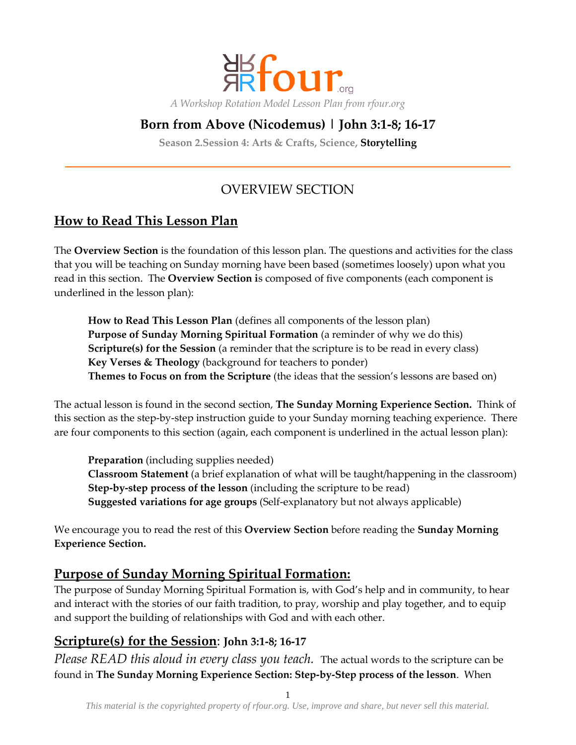rfour.org

*A Workshop Rotation Model Lesson Plan from rfour.org*

# Born from Above (Nicodemus) | John 3:1-8; 16-17

**Season 2.Session 4: Arts & Crafts, Science, Storytelling**

---

## OVERVIEW SECTION

## How to Read This Lesson Plan

The **Overview Section** is the foundation of this lesson plan. The questions and activities for the class that you will be teaching on Sunday morning have been based (sometimes loosely) upon what you read in this section. The **Overview Section i**s composed of five components (each component is underlined in the lesson plan):

> **How to Read This Lesson Plan** (defines all components of the lesson plan)
> **Purpose of Sunday Morning Spiritual Formation** (a reminder of why we do this)
> **Scripture(s) for the Session** (a reminder that the scripture is to be read in every class)
> **Key Verses & Theology** (background for teachers to ponder)
> **Themes to Focus on from the Scripture** (the ideas that the session's lessons are based on)

The actual lesson is found in the second section, **The Sunday Morning Experience Section.** Think of this section as the step-by-step instruction guide to your Sunday morning teaching experience. There are four components to this section (again, each component is underlined in the actual lesson plan):

> **Preparation** (including supplies needed)
> **Classroom Statement** (a brief explanation of what will be taught/happening in the classroom)
> **Step-by-step process of the lesson** (including the scripture to be read)
> **Suggested variations for age groups** (Self-explanatory but not always applicable)

We encourage you to read the rest of this **Overview Section** before reading the **Sunday Morning Experience Section.**

## Purpose of Sunday Morning Spiritual Formation:

The purpose of Sunday Morning Spiritual Formation is, with God's help and in community, to hear and interact with the stories of our faith tradition, to pray, worship and play together, and to equip and support the building of relationships with God and with each other.

## Scripture(s) for the Session: John 3:1-8; 16-17

*Please READ this aloud in every class you teach.* The actual words to the scripture can be found in **The Sunday Morning Experience Section: Step-by-Step process of the lesson**. When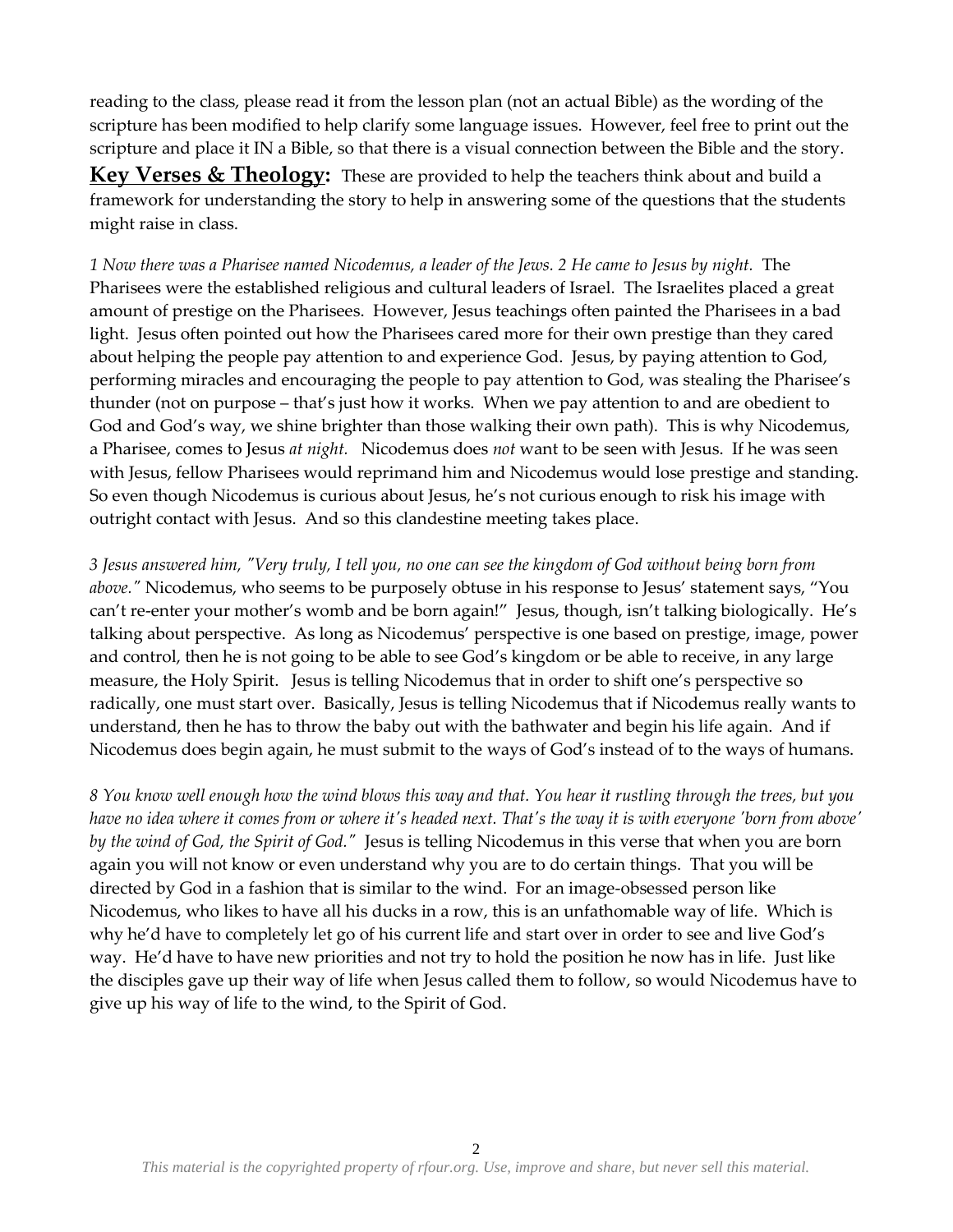reading to the class, please read it from the lesson plan (not an actual Bible) as the wording of the scripture has been modified to help clarify some language issues. However, feel free to print out the scripture and place it IN a Bible, so that there is a visual connection between the Bible and the story.

**Key Verses & Theology:** These are provided to help the teachers think about and build a framework for understanding the story to help in answering some of the questions that the students might raise in class.

*1 Now there was a Pharisee named Nicodemus, a leader of the Jews. 2 He came to Jesus by night.* The Pharisees were the established religious and cultural leaders of Israel. The Israelites placed a great amount of prestige on the Pharisees. However, Jesus teachings often painted the Pharisees in a bad light. Jesus often pointed out how the Pharisees cared more for their own prestige than they cared about helping the people pay attention to and experience God. Jesus, by paying attention to God, performing miracles and encouraging the people to pay attention to God, was stealing the Pharisee's thunder (not on purpose – that's just how it works. When we pay attention to and are obedient to God and God's way, we shine brighter than those walking their own path). This is why Nicodemus, a Pharisee, comes to Jesus *at night.* Nicodemus does *not* want to be seen with Jesus. If he was seen with Jesus, fellow Pharisees would reprimand him and Nicodemus would lose prestige and standing. So even though Nicodemus is curious about Jesus, he's not curious enough to risk his image with outright contact with Jesus. And so this clandestine meeting takes place.

*3 Jesus answered him, "Very truly, I tell you, no one can see the kingdom of God without being born from above."* Nicodemus, who seems to be purposely obtuse in his response to Jesus' statement says, "You can't re-enter your mother's womb and be born again!" Jesus, though, isn't talking biologically. He's talking about perspective. As long as Nicodemus' perspective is one based on prestige, image, power and control, then he is not going to be able to see God's kingdom or be able to receive, in any large measure, the Holy Spirit. Jesus is telling Nicodemus that in order to shift one's perspective so radically, one must start over. Basically, Jesus is telling Nicodemus that if Nicodemus really wants to understand, then he has to throw the baby out with the bathwater and begin his life again. And if Nicodemus does begin again, he must submit to the ways of God's instead of to the ways of humans.

*8 You know well enough how the wind blows this way and that. You hear it rustling through the trees, but you have no idea where it comes from or where it's headed next. That's the way it is with everyone 'born from above' by the wind of God, the Spirit of God."* Jesus is telling Nicodemus in this verse that when you are born again you will not know or even understand why you are to do certain things. That you will be directed by God in a fashion that is similar to the wind. For an image-obsessed person like Nicodemus, who likes to have all his ducks in a row, this is an unfathomable way of life. Which is why he'd have to completely let go of his current life and start over in order to see and live God's way. He'd have to have new priorities and not try to hold the position he now has in life. Just like the disciples gave up their way of life when Jesus called them to follow, so would Nicodemus have to give up his way of life to the wind, to the Spirit of God.

*This material is the copyrighted property of rfour.org. Use, improve and share, but never sell this material.*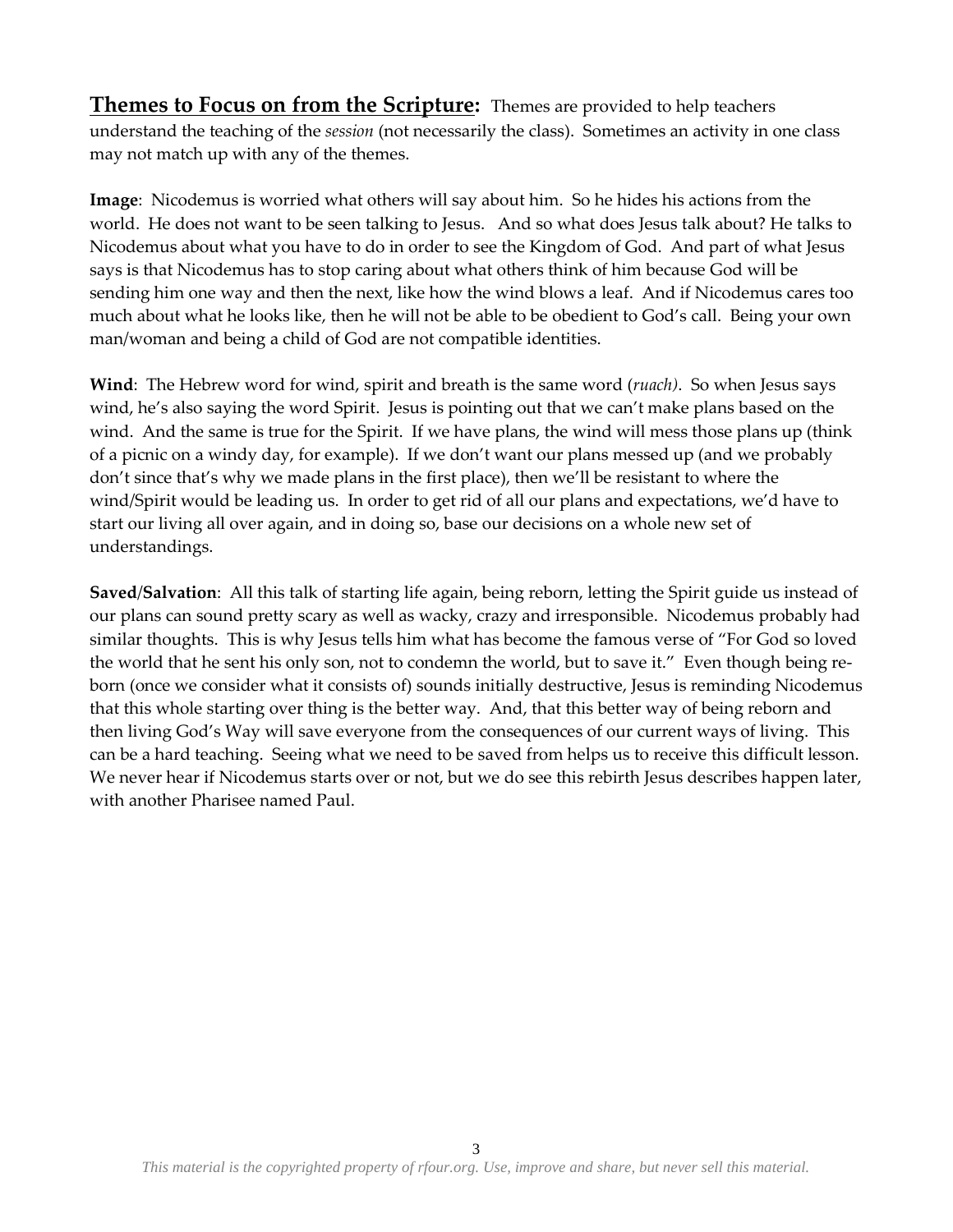**<u>Themes to Focus on from the Scripture:</u>** Themes are provided to help teachers understand the teaching of the *session* (not necessarily the class). Sometimes an activity in one class may not match up with any of the themes.

**Image**: Nicodemus is worried what others will say about him. So he hides his actions from the world. He does not want to be seen talking to Jesus. And so what does Jesus talk about? He talks to Nicodemus about what you have to do in order to see the Kingdom of God. And part of what Jesus says is that Nicodemus has to stop caring about what others think of him because God will be sending him one way and then the next, like how the wind blows a leaf. And if Nicodemus cares too much about what he looks like, then he will not be able to be obedient to God's call. Being your own man/woman and being a child of God are not compatible identities.

**Wind**: The Hebrew word for wind, spirit and breath is the same word (*ruach)*. So when Jesus says wind, he's also saying the word Spirit. Jesus is pointing out that we can't make plans based on the wind. And the same is true for the Spirit. If we have plans, the wind will mess those plans up (think of a picnic on a windy day, for example). If we don't want our plans messed up (and we probably don't since that's why we made plans in the first place), then we'll be resistant to where the wind/Spirit would be leading us. In order to get rid of all our plans and expectations, we'd have to start our living all over again, and in doing so, base our decisions on a whole new set of understandings.

**Saved/Salvation**: All this talk of starting life again, being reborn, letting the Spirit guide us instead of our plans can sound pretty scary as well as wacky, crazy and irresponsible. Nicodemus probably had similar thoughts. This is why Jesus tells him what has become the famous verse of "For God so loved the world that he sent his only son, not to condemn the world, but to save it." Even though being re-born (once we consider what it consists of) sounds initially destructive, Jesus is reminding Nicodemus that this whole starting over thing is the better way. And, that this better way of being reborn and then living God's Way will save everyone from the consequences of our current ways of living. This can be a hard teaching. Seeing what we need to be saved from helps us to receive this difficult lesson. We never hear if Nicodemus starts over or not, but we do see this rebirth Jesus describes happen later, with another Pharisee named Paul.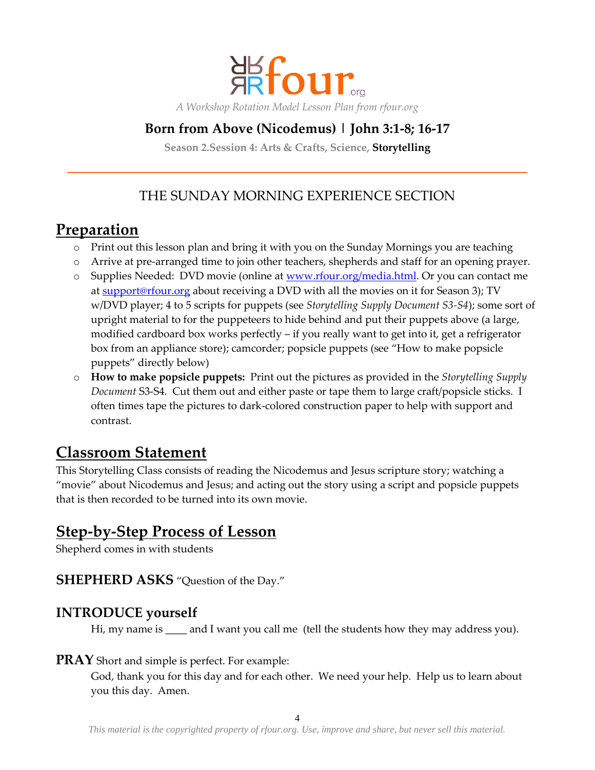*A Workshop Rotation Model Lesson Plan from rfour.org*

## Born from Above (Nicodemus) | John 3:1-8; 16-17

**Season 2.Session 4: Arts & Crafts, Science, Storytelling**

---

### THE SUNDAY MORNING EXPERIENCE SECTION

## Preparation

- Print out this lesson plan and bring it with you on the Sunday Mornings you are teaching
- Arrive at pre-arranged time to join other teachers, shepherds and staff for an opening prayer.
- Supplies Needed: DVD movie (online at [www.rfour.org/media.html](www.rfour.org/media.html). Or you can contact me at [support@rfour.org](mailto:support@rfour.org) about receiving a DVD with all the movies on it for Season 3); TV w/DVD player; 4 to 5 scripts for puppets (see *Storytelling Supply Document S3-S4*); some sort of upright material to for the puppeteers to hide behind and put their puppets above (a large, modified cardboard box works perfectly – if you really want to get into it, get a refrigerator box from an appliance store); camcorder; popsicle puppets (see "How to make popsicle puppets" directly below)
- **How to make popsicle puppets:** Print out the pictures as provided in the *Storytelling Supply Document* S3-S4. Cut them out and either paste or tape them to large craft/popsicle sticks. I often times tape the pictures to dark-colored construction paper to help with support and contrast.

## Classroom Statement

This Storytelling Class consists of reading the Nicodemus and Jesus scripture story; watching a "movie" about Nicodemus and Jesus; and acting out the story using a script and popsicle puppets that is then recorded to be turned into its own movie.

## Step-by-Step Process of Lesson

Shepherd comes in with students

### SHEPHERD ASKS "Question of the Day."

### INTRODUCE yourself

Hi, my name is ____ and I want you call me (tell the students how they may address you).

**PRAY** Short and simple is perfect. For example:

God, thank you for this day and for each other. We need your help. Help us to learn about you this day. Amen.

*This material is the copyrighted property of rfour.org. Use, improve and share, but never sell this material.*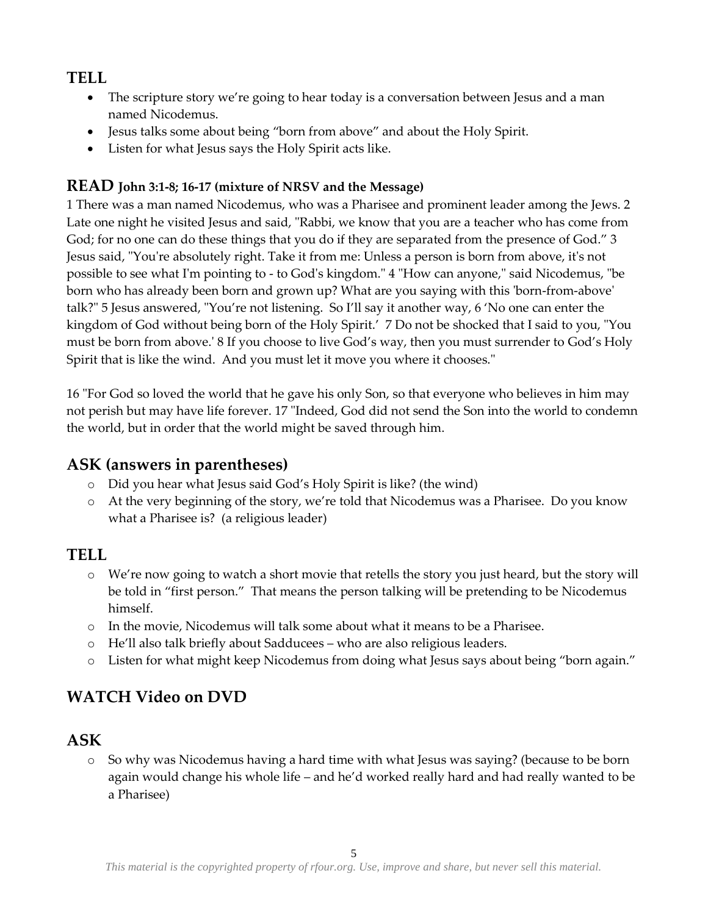## TELL

- The scripture story we're going to hear today is a conversation between Jesus and a man named Nicodemus.
- Jesus talks some about being "born from above" and about the Holy Spirit.
- Listen for what Jesus says the Holy Spirit acts like.

## READ John 3:1-8; 16-17 (mixture of NRSV and the Message)

1 There was a man named Nicodemus, who was a Pharisee and prominent leader among the Jews. 2 Late one night he visited Jesus and said, "Rabbi, we know that you are a teacher who has come from God; for no one can do these things that you do if they are separated from the presence of God." 3 Jesus said, "You're absolutely right. Take it from me: Unless a person is born from above, it's not possible to see what I'm pointing to - to God's kingdom." 4 "How can anyone," said Nicodemus, "be born who has already been born and grown up? What are you saying with this 'born-from-above' talk?" 5 Jesus answered, "You're not listening. So I'll say it another way, 6 'No one can enter the kingdom of God without being born of the Holy Spirit.' 7 Do not be shocked that I said to you, "You must be born from above.' 8 If you choose to live God's way, then you must surrender to God's Holy Spirit that is like the wind. And you must let it move you where it chooses."

16 "For God so loved the world that he gave his only Son, so that everyone who believes in him may not perish but may have life forever. 17 "Indeed, God did not send the Son into the world to condemn the world, but in order that the world might be saved through him.

## ASK (answers in parentheses)

- Did you hear what Jesus said God's Holy Spirit is like? (the wind)
- At the very beginning of the story, we're told that Nicodemus was a Pharisee. Do you know what a Pharisee is? (a religious leader)

## TELL

- We're now going to watch a short movie that retells the story you just heard, but the story will be told in "first person." That means the person talking will be pretending to be Nicodemus himself.
- In the movie, Nicodemus will talk some about what it means to be a Pharisee.
- He'll also talk briefly about Sadducees – who are also religious leaders.
- Listen for what might keep Nicodemus from doing what Jesus says about being "born again."

## WATCH Video on DVD

## ASK

- So why was Nicodemus having a hard time with what Jesus was saying? (because to be born again would change his whole life – and he'd worked really hard and had really wanted to be a Pharisee)

*This material is the copyrighted property of rfour.org. Use, improve and share, but never sell this material.*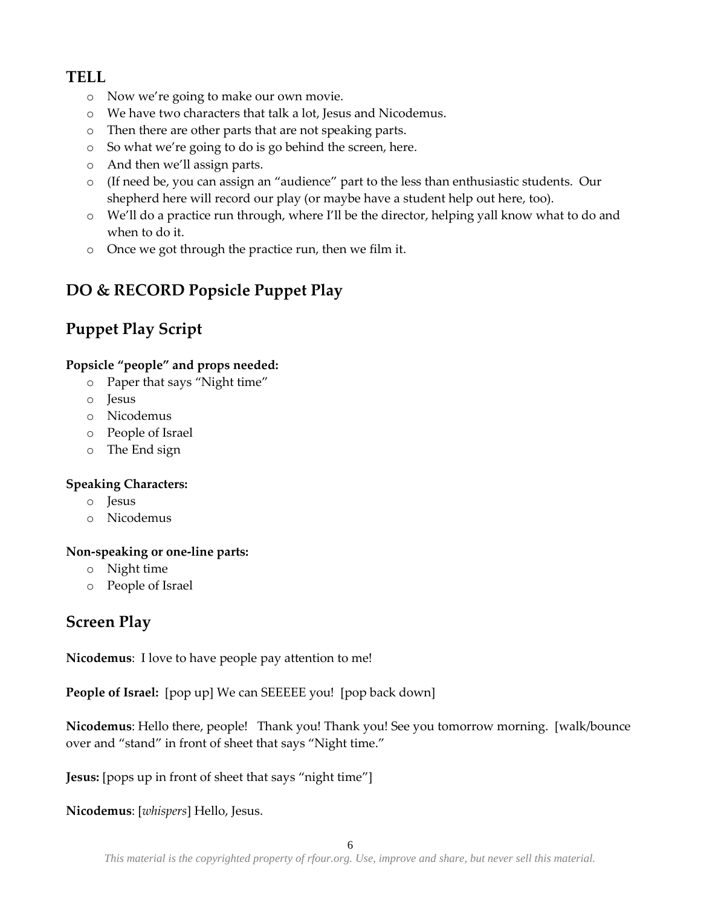## TELL

- Now we're going to make our own movie.
- We have two characters that talk a lot, Jesus and Nicodemus.
- Then there are other parts that are not speaking parts.
- So what we're going to do is go behind the screen, here.
- And then we'll assign parts.
- (If need be, you can assign an "audience" part to the less than enthusiastic students. Our shepherd here will record our play (or maybe have a student help out here, too).
- We'll do a practice run through, where I'll be the director, helping yall know what to do and when to do it.
- Once we got through the practice run, then we film it.

## DO & RECORD Popsicle Puppet Play

## Puppet Play Script

**Popsicle "people" and props needed:**

- Paper that says "Night time"
- Jesus
- Nicodemus
- People of Israel
- The End sign

**Speaking Characters:**

- Jesus
- Nicodemus

**Non-speaking or one-line parts:**

- Night time
- People of Israel

## Screen Play

**Nicodemus**: I love to have people pay attention to me!

**People of Israel:** [pop up] We can SEEEEE you! [pop back down]

**Nicodemus**: Hello there, people! Thank you! Thank you! See you tomorrow morning. [walk/bounce over and "stand" in front of sheet that says "Night time."

**Jesus:** [pops up in front of sheet that says "night time"]

**Nicodemus**: [*whispers*] Hello, Jesus.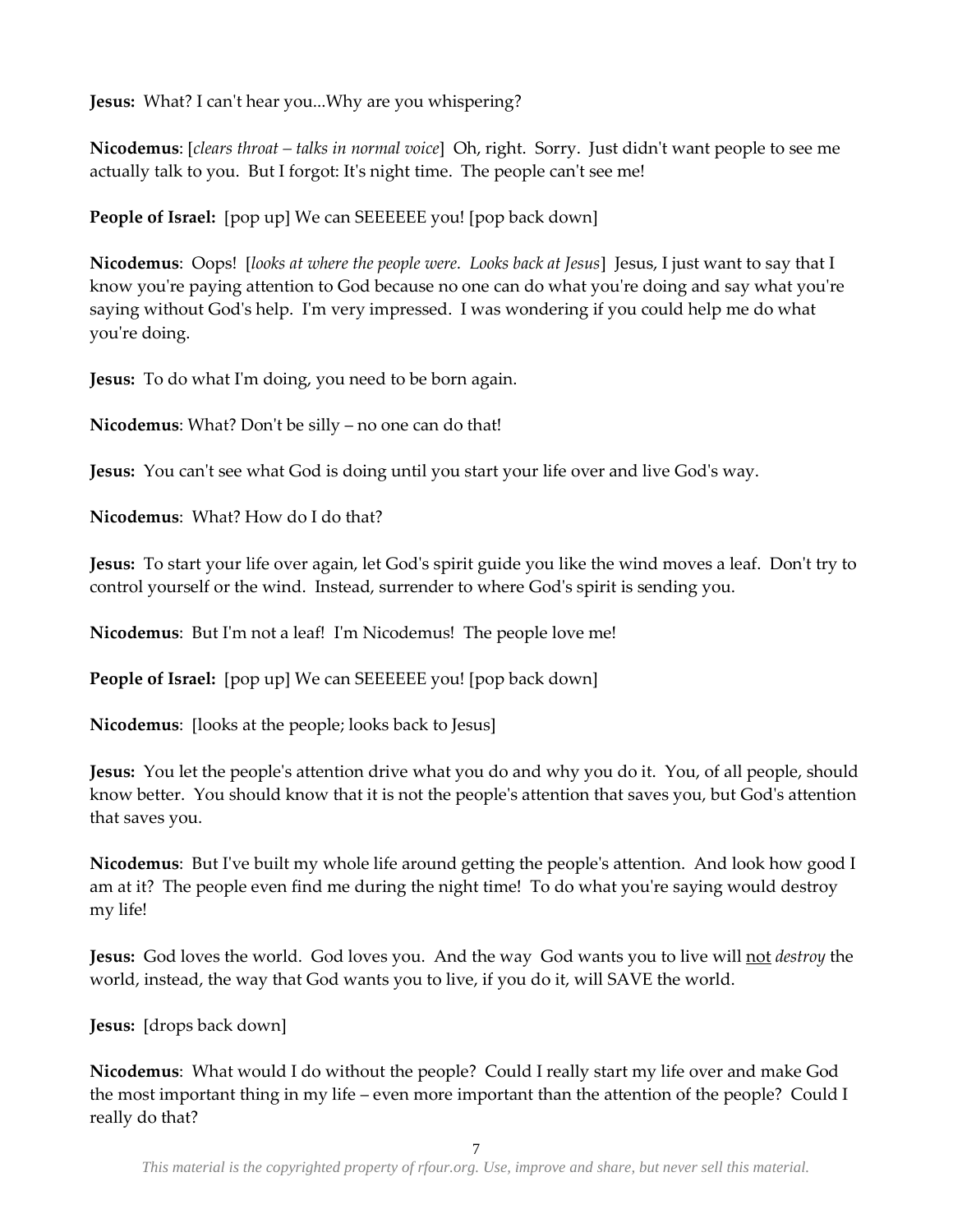**Jesus:** What? I can't hear you...Why are you whispering?

**Nicodemus**: [*clears throat – talks in normal voice*] Oh, right. Sorry. Just didn't want people to see me actually talk to you. But I forgot: It's night time. The people can't see me!

**People of Israel:** [pop up] We can SEEEEEE you! [pop back down]

**Nicodemus**: Oops! [*looks at where the people were. Looks back at Jesus*] Jesus, I just want to say that I know you're paying attention to God because no one can do what you're doing and say what you're saying without God's help. I'm very impressed. I was wondering if you could help me do what you're doing.

**Jesus:** To do what I'm doing, you need to be born again.

**Nicodemus**: What? Don't be silly – no one can do that!

**Jesus:** You can't see what God is doing until you start your life over and live God's way.

**Nicodemus**: What? How do I do that?

**Jesus:** To start your life over again, let God's spirit guide you like the wind moves a leaf. Don't try to control yourself or the wind. Instead, surrender to where God's spirit is sending you.

**Nicodemus**: But I'm not a leaf! I'm Nicodemus! The people love me!

**People of Israel:** [pop up] We can SEEEEEE you! [pop back down]

**Nicodemus**: [looks at the people; looks back to Jesus]

**Jesus:** You let the people's attention drive what you do and why you do it. You, of all people, should know better. You should know that it is not the people's attention that saves you, but God's attention that saves you.

**Nicodemus**: But I've built my whole life around getting the people's attention. And look how good I am at it? The people even find me during the night time! To do what you're saying would destroy my life!

**Jesus:** God loves the world. God loves you. And the way God wants you to live will <u>not</u> *destroy* the world, instead, the way that God wants you to live, if you do it, will SAVE the world.

**Jesus:** [drops back down]

**Nicodemus**: What would I do without the people? Could I really start my life over and make God the most important thing in my life – even more important than the attention of the people? Could I really do that?

*This material is the copyrighted property of rfour.org. Use, improve and share, but never sell this material.*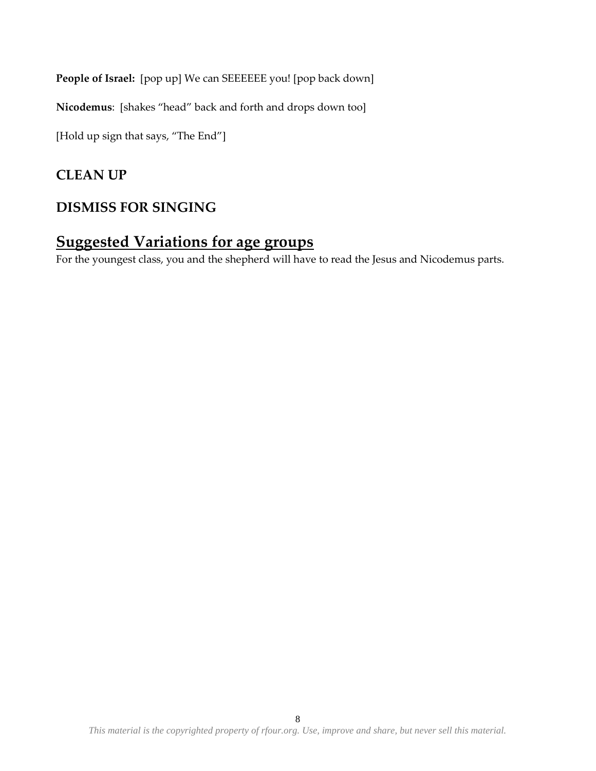**People of Israel:** [pop up] We can SEEEEEE you! [pop back down]

**Nicodemus**: [shakes "head" back and forth and drops down too]

[Hold up sign that says, "The End"]

## CLEAN UP

## DISMISS FOR SINGING

# Suggested Variations for age groups

For the youngest class, you and the shepherd will have to read the Jesus and Nicodemus parts.

*This material is the copyrighted property of rfour.org. Use, improve and share, but never sell this material.*